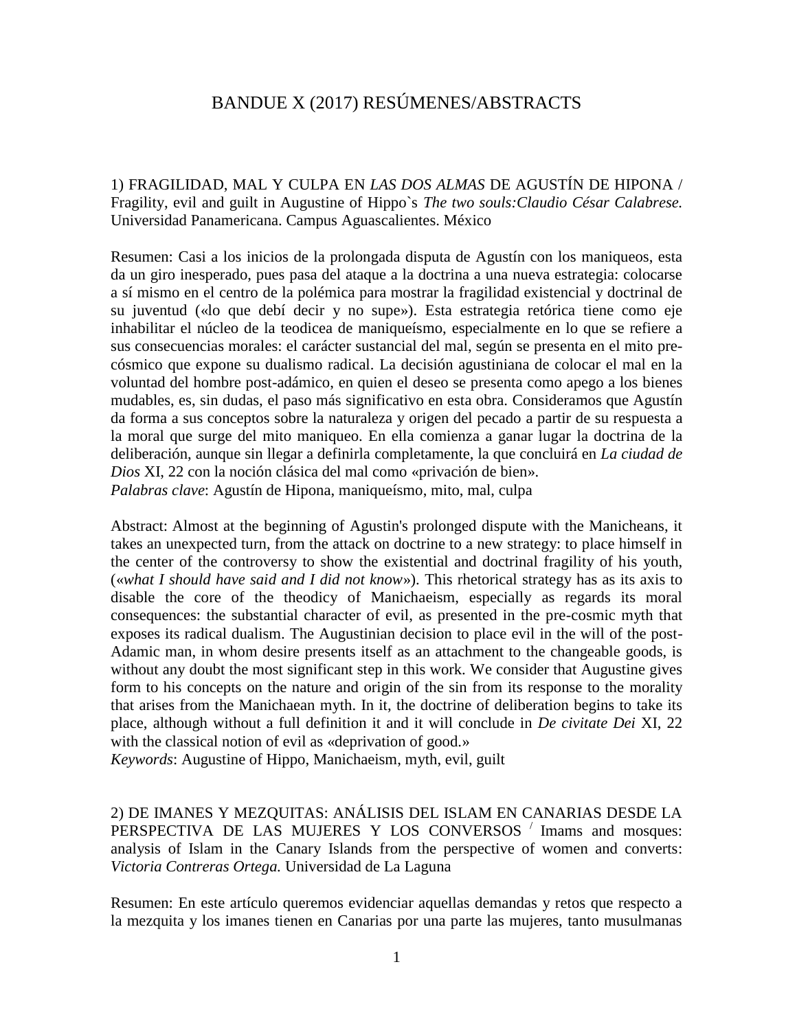# BANDUE X (2017) RESÚMENES/ABSTRACTS

1) FRAGILIDAD, MAL Y CULPA EN *LAS DOS ALMAS* DE AGUSTÍN DE HIPONA / Fragility, evil and guilt in Augustine of Hippo`s *The two souls:Claudio César Calabrese.* Universidad Panamericana. Campus Aguascalientes. México

Resumen: Casi a los inicios de la prolongada disputa de Agustín con los maniqueos, esta da un giro inesperado, pues pasa del ataque a la doctrina a una nueva estrategia: colocarse a sí mismo en el centro de la polémica para mostrar la fragilidad existencial y doctrinal de su juventud («lo que debí decir y no supe»). Esta estrategia retórica tiene como eje inhabilitar el núcleo de la teodicea de maniqueísmo, especialmente en lo que se refiere a sus consecuencias morales: el carácter sustancial del mal, según se presenta en el mito pre-cósmico que expone su dualismo radical. La decisión agustiniana de colocar el mal en la voluntad del hombre post-adámico, en quien el deseo se presenta como apego a los bienes mudables, es, sin dudas, el paso más significativo en esta obra. Consideramos que Agustín da forma a sus conceptos sobre la naturaleza y origen del pecado a partir de su respuesta a la moral que surge del mito maniqueo. En ella comienza a ganar lugar la doctrina de la deliberación, aunque sin llegar a definirla completamente, la que concluirá en *La ciudad de Dios* XI, 22 con la noción clásica del mal como «privación de bien».
*Palabras clave*: Agustín de Hipona, maniqueísmo, mito, mal, culpa

Abstract: Almost at the beginning of Agustin's prolonged dispute with the Manicheans, it takes an unexpected turn, from the attack on doctrine to a new strategy: to place himself in the center of the controversy to show the existential and doctrinal fragility of his youth, («*what I should have said and I did not know*»). This rhetorical strategy has as its axis to disable the core of the theodicy of Manichaeism, especially as regards its moral consequences: the substantial character of evil, as presented in the pre-cosmic myth that exposes its radical dualism. The Augustinian decision to place evil in the will of the post-Adamic man, in whom desire presents itself as an attachment to the changeable goods, is without any doubt the most significant step in this work. We consider that Augustine gives form to his concepts on the nature and origin of the sin from its response to the morality that arises from the Manichaean myth. In it, the doctrine of deliberation begins to take its place, although without a full definition it and it will conclude in *De civitate Dei* XI, 22 with the classical notion of evil as «deprivation of good.»
*Keywords*: Augustine of Hippo, Manichaeism, myth, evil, guilt

2) DE IMANES Y MEZQUITAS: ANÁLISIS DEL ISLAM EN CANARIAS DESDE LA PERSPECTIVA DE LAS MUJERES Y LOS CONVERSOS / Imams and mosques: analysis of Islam in the Canary Islands from the perspective of women and converts: *Victoria Contreras Ortega.* Universidad de La Laguna

Resumen: En este artículo queremos evidenciar aquellas demandas y retos que respecto a la mezquita y los imanes tienen en Canarias por una parte las mujeres, tanto musulmanas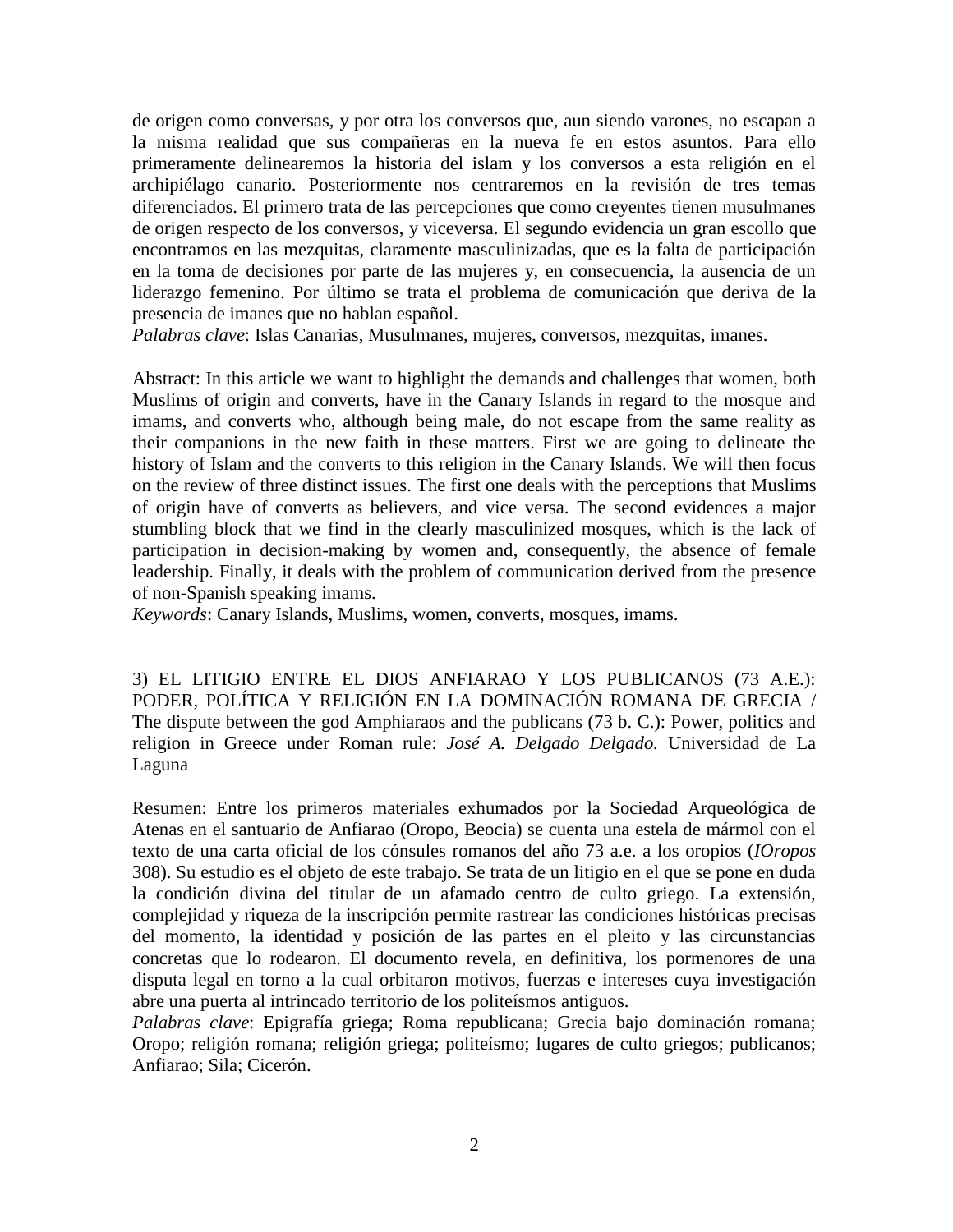de origen como conversas, y por otra los conversos que, aun siendo varones, no escapan a la misma realidad que sus compañeras en la nueva fe en estos asuntos. Para ello primeramente delinearemos la historia del islam y los conversos a esta religión en el archipiélago canario. Posteriormente nos centraremos en la revisión de tres temas diferenciados. El primero trata de las percepciones que como creyentes tienen musulmanes de origen respecto de los conversos, y viceversa. El segundo evidencia un gran escollo que encontramos en las mezquitas, claramente masculinizadas, que es la falta de participación en la toma de decisiones por parte de las mujeres y, en consecuencia, la ausencia de un liderazgo femenino. Por último se trata el problema de comunicación que deriva de la presencia de imanes que no hablan español.
*Palabras clave*: Islas Canarias, Musulmanes, mujeres, conversos, mezquitas, imanes.

Abstract: In this article we want to highlight the demands and challenges that women, both Muslims of origin and converts, have in the Canary Islands in regard to the mosque and imams, and converts who, although being male, do not escape from the same reality as their companions in the new faith in these matters. First we are going to delineate the history of Islam and the converts to this religion in the Canary Islands. We will then focus on the review of three distinct issues. The first one deals with the perceptions that Muslims of origin have of converts as believers, and vice versa. The second evidences a major stumbling block that we find in the clearly masculinized mosques, which is the lack of participation in decision-making by women and, consequently, the absence of female leadership. Finally, it deals with the problem of communication derived from the presence of non-Spanish speaking imams.
*Keywords*: Canary Islands, Muslims, women, converts, mosques, imams.

3) EL LITIGIO ENTRE EL DIOS ANFIARAO Y LOS PUBLICANOS (73 A.E.): PODER, POLÍTICA Y RELIGIÓN EN LA DOMINACIÓN ROMANA DE GRECIA / The dispute between the god Amphiaraos and the publicans (73 b. C.): Power, politics and religion in Greece under Roman rule: *José A. Delgado Delgado.* Universidad de La Laguna

Resumen: Entre los primeros materiales exhumados por la Sociedad Arqueológica de Atenas en el santuario de Anfiarao (Oropo, Beocia) se cuenta una estela de mármol con el texto de una carta oficial de los cónsules romanos del año 73 a.e. a los oropios (*IOropos* 308). Su estudio es el objeto de este trabajo. Se trata de un litigio en el que se pone en duda la condición divina del titular de un afamado centro de culto griego. La extensión, complejidad y riqueza de la inscripción permite rastrear las condiciones históricas precisas del momento, la identidad y posición de las partes en el pleito y las circunstancias concretas que lo rodearon. El documento revela, en definitiva, los pormenores de una disputa legal en torno a la cual orbitaron motivos, fuerzas e intereses cuya investigación abre una puerta al intrincado territorio de los politeísmos antiguos.
*Palabras clave*: Epigrafía griega; Roma republicana; Grecia bajo dominación romana; Oropo; religión romana; religión griega; politeísmo; lugares de culto griegos; publicanos; Anfiarao; Sila; Cicerón.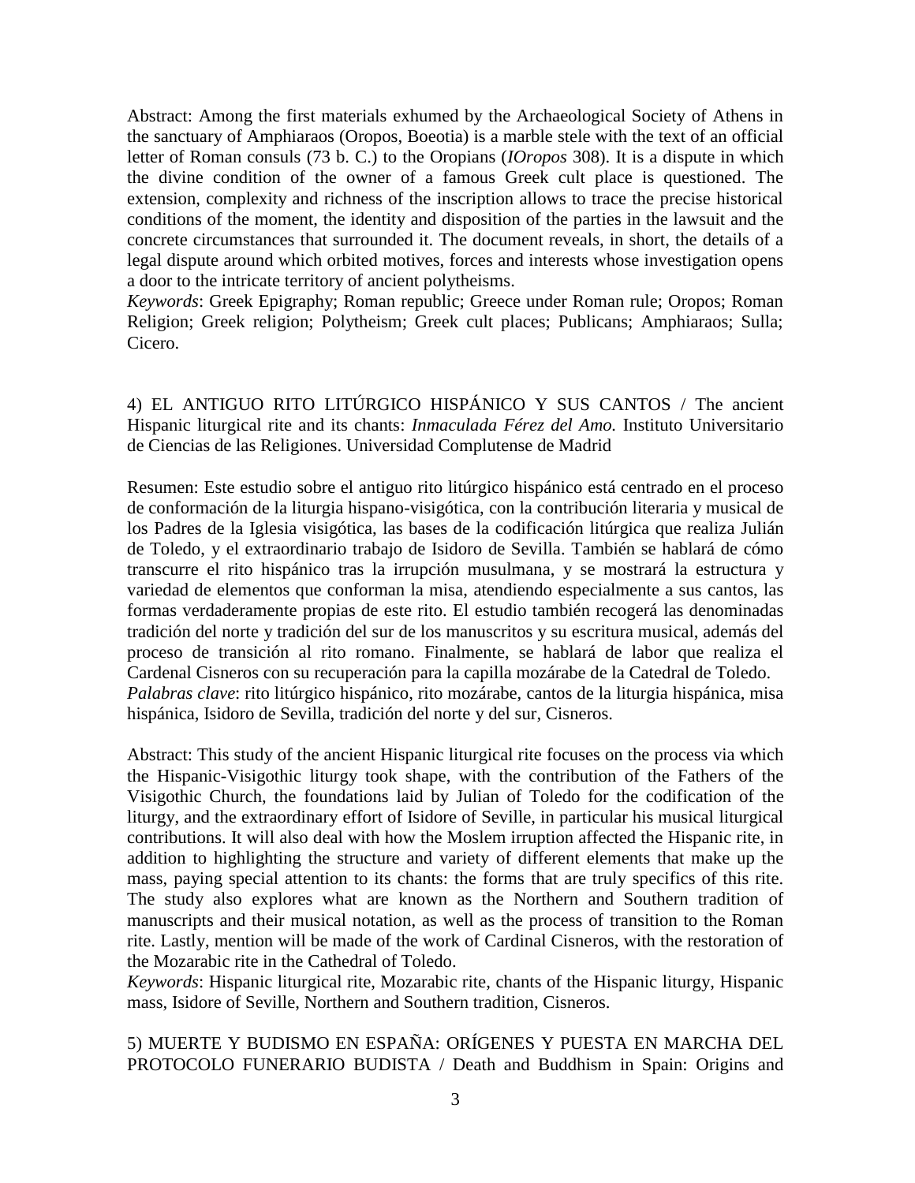Abstract: Among the first materials exhumed by the Archaeological Society of Athens in the sanctuary of Amphiaraos (Oropos, Boeotia) is a marble stele with the text of an official letter of Roman consuls (73 b. C.) to the Oropians (*IOropos* 308). It is a dispute in which the divine condition of the owner of a famous Greek cult place is questioned. The extension, complexity and richness of the inscription allows to trace the precise historical conditions of the moment, the identity and disposition of the parties in the lawsuit and the concrete circumstances that surrounded it. The document reveals, in short, the details of a legal dispute around which orbited motives, forces and interests whose investigation opens a door to the intricate territory of ancient polytheisms.
*Keywords*: Greek Epigraphy; Roman republic; Greece under Roman rule; Oropos; Roman Religion; Greek religion; Polytheism; Greek cult places; Publicans; Amphiaraos; Sulla; Cicero.

4) EL ANTIGUO RITO LITÚRGICO HISPÁNICO Y SUS CANTOS / The ancient Hispanic liturgical rite and its chants: *Inmaculada Férez del Amo.* Instituto Universitario de Ciencias de las Religiones. Universidad Complutense de Madrid

Resumen: Este estudio sobre el antiguo rito litúrgico hispánico está centrado en el proceso de conformación de la liturgia hispano-visigótica, con la contribución literaria y musical de los Padres de la Iglesia visigótica, las bases de la codificación litúrgica que realiza Julián de Toledo, y el extraordinario trabajo de Isidoro de Sevilla. También se hablará de cómo transcurre el rito hispánico tras la irrupción musulmana, y se mostrará la estructura y variedad de elementos que conforman la misa, atendiendo especialmente a sus cantos, las formas verdaderamente propias de este rito. El estudio también recogerá las denominadas tradición del norte y tradición del sur de los manuscritos y su escritura musical, además del proceso de transición al rito romano. Finalmente, se hablará de labor que realiza el Cardenal Cisneros con su recuperación para la capilla mozárabe de la Catedral de Toledo.
*Palabras clave*: rito litúrgico hispánico, rito mozárabe, cantos de la liturgia hispánica, misa hispánica, Isidoro de Sevilla, tradición del norte y del sur, Cisneros.

Abstract: This study of the ancient Hispanic liturgical rite focuses on the process via which the Hispanic-Visigothic liturgy took shape, with the contribution of the Fathers of the Visigothic Church, the foundations laid by Julian of Toledo for the codification of the liturgy, and the extraordinary effort of Isidore of Seville, in particular his musical liturgical contributions. It will also deal with how the Moslem irruption affected the Hispanic rite, in addition to highlighting the structure and variety of different elements that make up the mass, paying special attention to its chants: the forms that are truly specifics of this rite. The study also explores what are known as the Northern and Southern tradition of manuscripts and their musical notation, as well as the process of transition to the Roman rite. Lastly, mention will be made of the work of Cardinal Cisneros, with the restoration of the Mozarabic rite in the Cathedral of Toledo.
*Keywords*: Hispanic liturgical rite, Mozarabic rite, chants of the Hispanic liturgy, Hispanic mass, Isidore of Seville, Northern and Southern tradition, Cisneros.

5) MUERTE Y BUDISMO EN ESPAÑA: ORÍGENES Y PUESTA EN MARCHA DEL PROTOCOLO FUNERARIO BUDISTA / Death and Buddhism in Spain: Origins and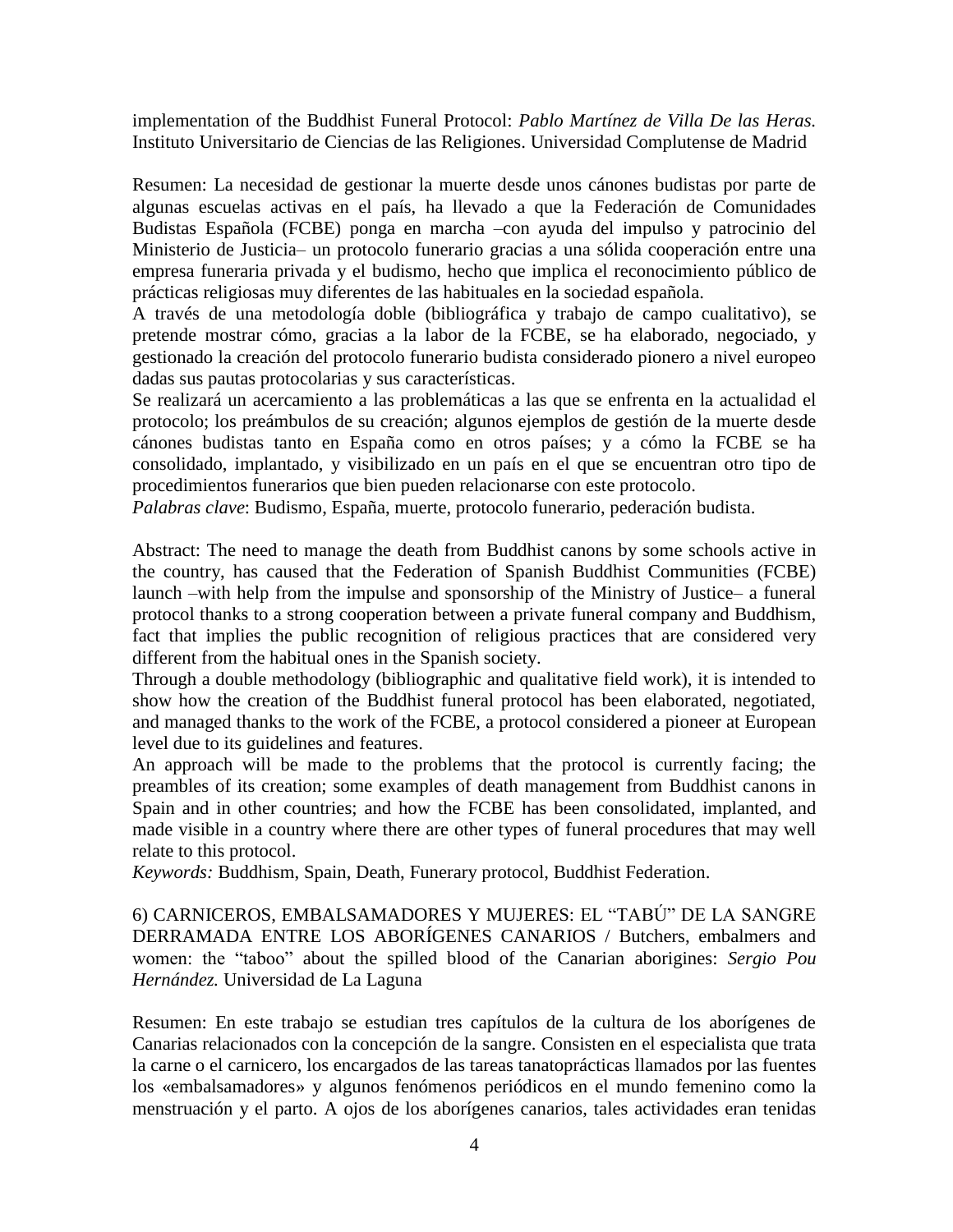implementation of the Buddhist Funeral Protocol: *Pablo Martínez de Villa De las Heras.* Instituto Universitario de Ciencias de las Religiones. Universidad Complutense de Madrid

Resumen: La necesidad de gestionar la muerte desde unos cánones budistas por parte de algunas escuelas activas en el país, ha llevado a que la Federación de Comunidades Budistas Española (FCBE) ponga en marcha –con ayuda del impulso y patrocinio del Ministerio de Justicia– un protocolo funerario gracias a una sólida cooperación entre una empresa funeraria privada y el budismo, hecho que implica el reconocimiento público de prácticas religiosas muy diferentes de las habituales en la sociedad española.
A través de una metodología doble (bibliográfica y trabajo de campo cualitativo), se pretende mostrar cómo, gracias a la labor de la FCBE, se ha elaborado, negociado, y gestionado la creación del protocolo funerario budista considerado pionero a nivel europeo dadas sus pautas protocolarias y sus características.
Se realizará un acercamiento a las problemáticas a las que se enfrenta en la actualidad el protocolo; los preámbulos de su creación; algunos ejemplos de gestión de la muerte desde cánones budistas tanto en España como en otros países; y a cómo la FCBE se ha consolidado, implantado, y visibilizado en un país en el que se encuentran otro tipo de procedimientos funerarios que bien pueden relacionarse con este protocolo.
*Palabras clave*: Budismo, España, muerte, protocolo funerario, pederación budista.

Abstract: The need to manage the death from Buddhist canons by some schools active in the country, has caused that the Federation of Spanish Buddhist Communities (FCBE) launch –with help from the impulse and sponsorship of the Ministry of Justice– a funeral protocol thanks to a strong cooperation between a private funeral company and Buddhism, fact that implies the public recognition of religious practices that are considered very different from the habitual ones in the Spanish society.
Through a double methodology (bibliographic and qualitative field work), it is intended to show how the creation of the Buddhist funeral protocol has been elaborated, negotiated, and managed thanks to the work of the FCBE, a protocol considered a pioneer at European level due to its guidelines and features.
An approach will be made to the problems that the protocol is currently facing; the preambles of its creation; some examples of death management from Buddhist canons in Spain and in other countries; and how the FCBE has been consolidated, implanted, and made visible in a country where there are other types of funeral procedures that may well relate to this protocol.
*Keywords:* Buddhism, Spain, Death, Funerary protocol, Buddhist Federation.

6) CARNICEROS, EMBALSAMADORES Y MUJERES: EL "TABÚ" DE LA SANGRE DERRAMADA ENTRE LOS ABORÍGENES CANARIOS / Butchers, embalmers and women: the "taboo" about the spilled blood of the Canarian aborigines: *Sergio Pou Hernández.* Universidad de La Laguna

Resumen: En este trabajo se estudian tres capítulos de la cultura de los aborígenes de Canarias relacionados con la concepción de la sangre. Consisten en el especialista que trata la carne o el carnicero, los encargados de las tareas tanatoprácticas llamados por las fuentes los «embalsamadores» y algunos fenómenos periódicos en el mundo femenino como la menstruación y el parto. A ojos de los aborígenes canarios, tales actividades eran tenidas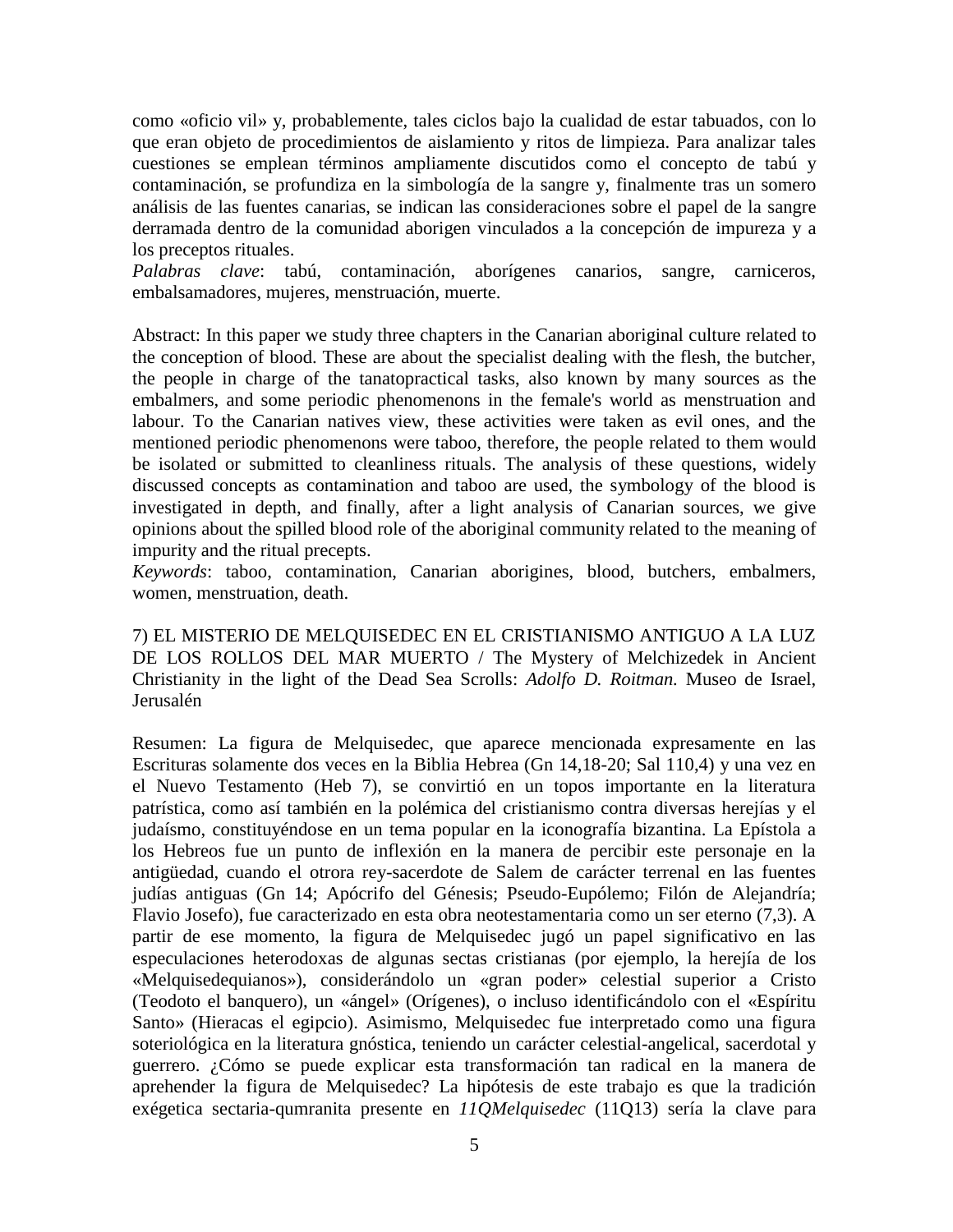como «oficio vil» y, probablemente, tales ciclos bajo la cualidad de estar tabuados, con lo que eran objeto de procedimientos de aislamiento y ritos de limpieza. Para analizar tales cuestiones se emplean términos ampliamente discutidos como el concepto de tabú y contaminación, se profundiza en la simbología de la sangre y, finalmente tras un somero análisis de las fuentes canarias, se indican las consideraciones sobre el papel de la sangre derramada dentro de la comunidad aborigen vinculados a la concepción de impureza y a los preceptos rituales.

*Palabras clave*: tabú, contaminación, aborígenes canarios, sangre, carniceros, embalsamadores, mujeres, menstruación, muerte.

Abstract: In this paper we study three chapters in the Canarian aboriginal culture related to the conception of blood. These are about the specialist dealing with the flesh, the butcher, the people in charge of the tanatopractical tasks, also known by many sources as the embalmers, and some periodic phenomenons in the female's world as menstruation and labour. To the Canarian natives view, these activities were taken as evil ones, and the mentioned periodic phenomenons were taboo, therefore, the people related to them would be isolated or submitted to cleanliness rituals. The analysis of these questions, widely discussed concepts as contamination and taboo are used, the symbology of the blood is investigated in depth, and finally, after a light analysis of Canarian sources, we give opinions about the spilled blood role of the aboriginal community related to the meaning of impurity and the ritual precepts.

*Keywords*: taboo, contamination, Canarian aborigines, blood, butchers, embalmers, women, menstruation, death.

7) EL MISTERIO DE MELQUISEDEC EN EL CRISTIANISMO ANTIGUO A LA LUZ DE LOS ROLLOS DEL MAR MUERTO / The Mystery of Melchizedek in Ancient Christianity in the light of the Dead Sea Scrolls: *Adolfo D. Roitman.* Museo de Israel, Jerusalén

Resumen: La figura de Melquisedec, que aparece mencionada expresamente en las Escrituras solamente dos veces en la Biblia Hebrea (Gn 14,18-20; Sal 110,4) y una vez en el Nuevo Testamento (Heb 7), se convirtió en un topos importante en la literatura patrística, como así también en la polémica del cristianismo contra diversas herejías y el judaísmo, constituyéndose en un tema popular en la iconografía bizantina. La Epístola a los Hebreos fue un punto de inflexión en la manera de percibir este personaje en la antigüedad, cuando el otrora rey-sacerdote de Salem de carácter terrenal en las fuentes judías antiguas (Gn 14; Apócrifo del Génesis; Pseudo-Eupólemo; Filón de Alejandría; Flavio Josefo), fue caracterizado en esta obra neotestamentaria como un ser eterno (7,3). A partir de ese momento, la figura de Melquisedec jugó un papel significativo en las especulaciones heterodoxas de algunas sectas cristianas (por ejemplo, la herejía de los «Melquisedequianos»), considerándolo un «gran poder» celestial superior a Cristo (Teodoto el banquero), un «ángel» (Orígenes), o incluso identificándolo con el «Espíritu Santo» (Hieracas el egipcio). Asimismo, Melquisedec fue interpretado como una figura soteriológica en la literatura gnóstica, teniendo un carácter celestial-angelical, sacerdotal y guerrero. ¿Cómo se puede explicar esta transformación tan radical en la manera de aprehender la figura de Melquisedec? La hipótesis de este trabajo es que la tradición exégetica sectaria-qumranita presente en *11QMelquisedec* (11Q13) sería la clave para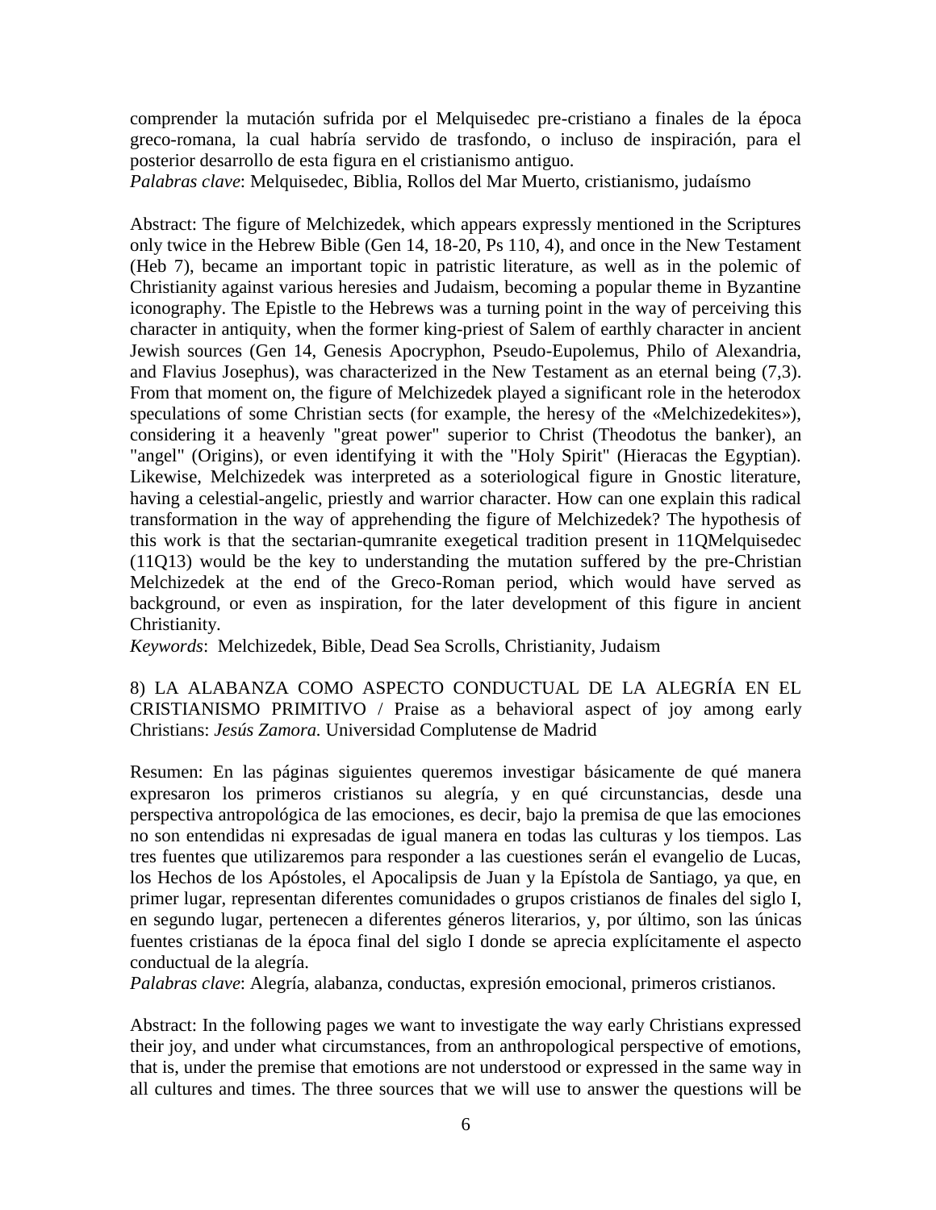comprender la mutación sufrida por el Melquisedec pre-cristiano a finales de la época greco-romana, la cual habría servido de trasfondo, o incluso de inspiración, para el posterior desarrollo de esta figura en el cristianismo antiguo.
*Palabras clave*: Melquisedec, Biblia, Rollos del Mar Muerto, cristianismo, judaísmo

Abstract: The figure of Melchizedek, which appears expressly mentioned in the Scriptures only twice in the Hebrew Bible (Gen 14, 18-20, Ps 110, 4), and once in the New Testament (Heb 7), became an important topic in patristic literature, as well as in the polemic of Christianity against various heresies and Judaism, becoming a popular theme in Byzantine iconography. The Epistle to the Hebrews was a turning point in the way of perceiving this character in antiquity, when the former king-priest of Salem of earthly character in ancient Jewish sources (Gen 14, Genesis Apocryphon, Pseudo-Eupolemus, Philo of Alexandria, and Flavius Josephus), was characterized in the New Testament as an eternal being (7,3). From that moment on, the figure of Melchizedek played a significant role in the heterodox speculations of some Christian sects (for example, the heresy of the «Melchizedekites»), considering it a heavenly "great power" superior to Christ (Theodotus the banker), an "angel" (Origins), or even identifying it with the "Holy Spirit" (Hieracas the Egyptian). Likewise, Melchizedek was interpreted as a soteriological figure in Gnostic literature, having a celestial-angelic, priestly and warrior character. How can one explain this radical transformation in the way of apprehending the figure of Melchizedek? The hypothesis of this work is that the sectarian-qumranite exegetical tradition present in 11QMelquisedec (11Q13) would be the key to understanding the mutation suffered by the pre-Christian Melchizedek at the end of the Greco-Roman period, which would have served as background, or even as inspiration, for the later development of this figure in ancient Christianity.
*Keywords*: Melchizedek, Bible, Dead Sea Scrolls, Christianity, Judaism

8) LA ALABANZA COMO ASPECTO CONDUCTUAL DE LA ALEGRÍA EN EL CRISTIANISMO PRIMITIVO / Praise as a behavioral aspect of joy among early Christians: *Jesús Zamora.* Universidad Complutense de Madrid

Resumen: En las páginas siguientes queremos investigar básicamente de qué manera expresaron los primeros cristianos su alegría, y en qué circunstancias, desde una perspectiva antropológica de las emociones, es decir, bajo la premisa de que las emociones no son entendidas ni expresadas de igual manera en todas las culturas y los tiempos. Las tres fuentes que utilizaremos para responder a las cuestiones serán el evangelio de Lucas, los Hechos de los Apóstoles, el Apocalipsis de Juan y la Epístola de Santiago, ya que, en primer lugar, representan diferentes comunidades o grupos cristianos de finales del siglo I, en segundo lugar, pertenecen a diferentes géneros literarios, y, por último, son las únicas fuentes cristianas de la época final del siglo I donde se aprecia explícitamente el aspecto conductual de la alegría.
*Palabras clave*: Alegría, alabanza, conductas, expresión emocional, primeros cristianos.

Abstract: In the following pages we want to investigate the way early Christians expressed their joy, and under what circumstances, from an anthropological perspective of emotions, that is, under the premise that emotions are not understood or expressed in the same way in all cultures and times. The three sources that we will use to answer the questions will be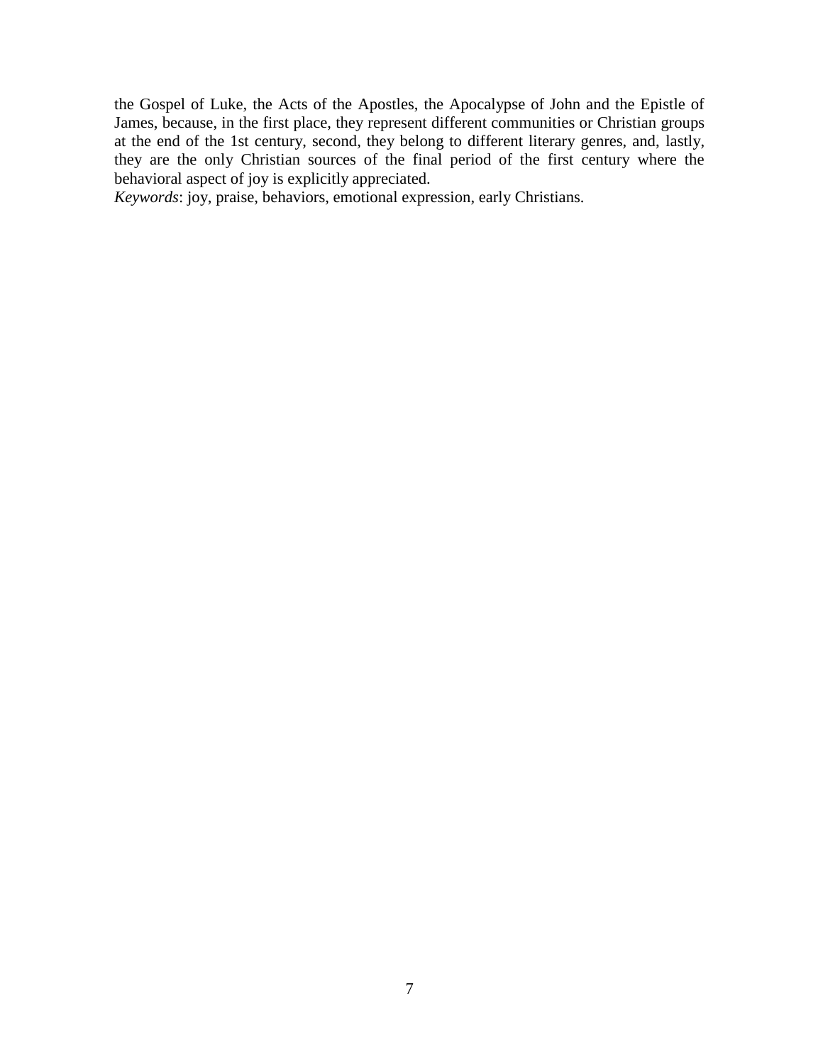the Gospel of Luke, the Acts of the Apostles, the Apocalypse of John and the Epistle of James, because, in the first place, they represent different communities or Christian groups at the end of the 1st century, second, they belong to different literary genres, and, lastly, they are the only Christian sources of the final period of the first century where the behavioral aspect of joy is explicitly appreciated.

*Keywords*: joy, praise, behaviors, emotional expression, early Christians.